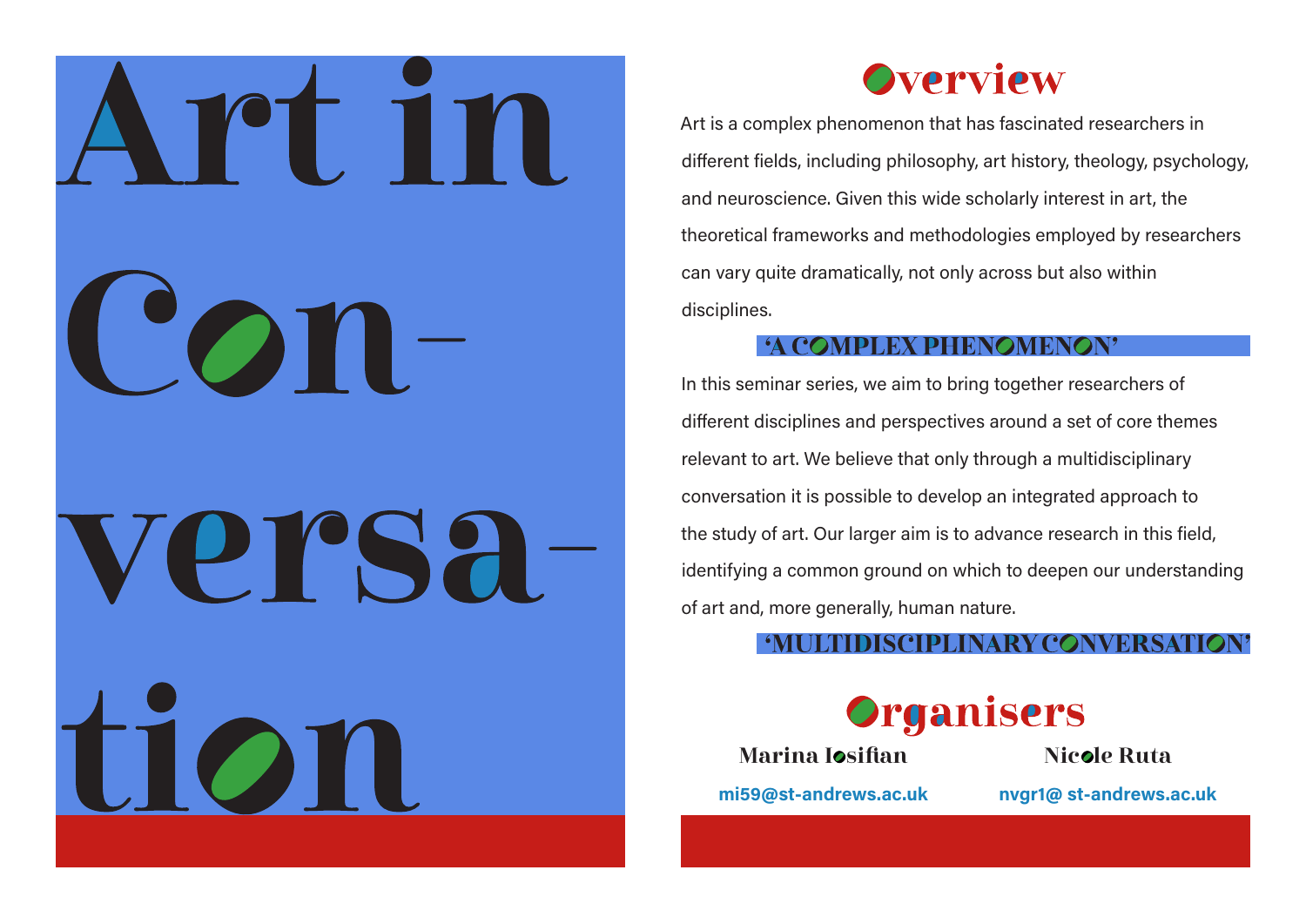# Art in Con-versa-tion

## Overview

Art is a complex phenomenon that has fascinated researchers in different fields, including philosophy, art history, theology, psychology, and neuroscience. Given this wide scholarly interest in art, the theoretical frameworks and methodologies employed by researchers can vary quite dramatically, not only across but also within disciplines.

**'A COMPLEX PHENOMENON'**

In this seminar series, we aim to bring together researchers of different disciplines and perspectives around a set of core themes relevant to art. We believe that only through a multidisciplinary conversation it is possible to develop an integrated approach to the study of art. Our larger aim is to advance research in this field, identifying a common ground on which to deepen our understanding of art and, more generally, human nature.

**'MULTIDISCIPLINARY CONVERSATION'**

## Organisers

**Marina Iosifian**
mi59@st-andrews.ac.uk

**Nicole Ruta**
nvgr1@ st-andrews.ac.uk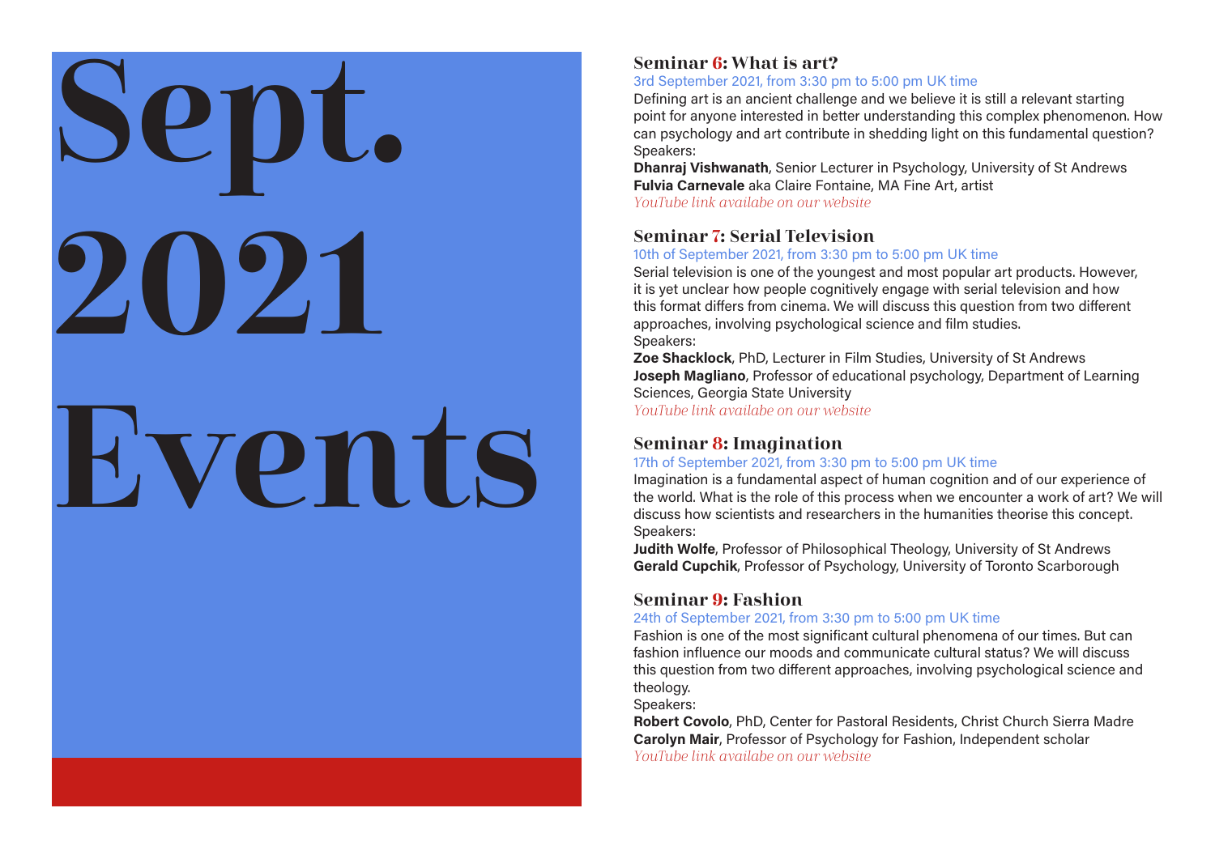# Sept. 2021 Events

## Seminar 6: What is art?

3rd September 2021, from 3:30 pm to 5:00 pm UK time

Defining art is an ancient challenge and we believe it is still a relevant starting point for anyone interested in better understanding this complex phenomenon. How can psychology and art contribute in shedding light on this fundamental question?

Speakers:

**Dhanraj Vishwanath**, Senior Lecturer in Psychology, University of St Andrews
**Fulvia Carnevale** aka Claire Fontaine, MA Fine Art, artist

*YouTube link availabe on our website*

## Seminar 7: Serial Television

10th of September 2021, from 3:30 pm to 5:00 pm UK time

Serial television is one of the youngest and most popular art products. However, it is yet unclear how people cognitively engage with serial television and how this format differs from cinema. We will discuss this question from two different approaches, involving psychological science and film studies.

Speakers:

**Zoe Shacklock**, PhD, Lecturer in Film Studies, University of St Andrews
**Joseph Magliano**, Professor of educational psychology, Department of Learning Sciences, Georgia State University

*YouTube link availabe on our website*

## Seminar 8: Imagination

17th of September 2021, from 3:30 pm to 5:00 pm UK time

Imagination is a fundamental aspect of human cognition and of our experience of the world. What is the role of this process when we encounter a work of art? We will discuss how scientists and researchers in the humanities theorise this concept.

Speakers:

**Judith Wolfe**, Professor of Philosophical Theology, University of St Andrews
**Gerald Cupchik**, Professor of Psychology, University of Toronto Scarborough

## Seminar 9: Fashion

24th of September 2021, from 3:30 pm to 5:00 pm UK time

Fashion is one of the most significant cultural phenomena of our times. But can fashion influence our moods and communicate cultural status? We will discuss this question from two different approaches, involving psychological science and theology.

Speakers:

**Robert Covolo**, PhD, Center for Pastoral Residents, Christ Church Sierra Madre
**Carolyn Mair**, Professor of Psychology for Fashion, Independent scholar

*YouTube link availabe on our website*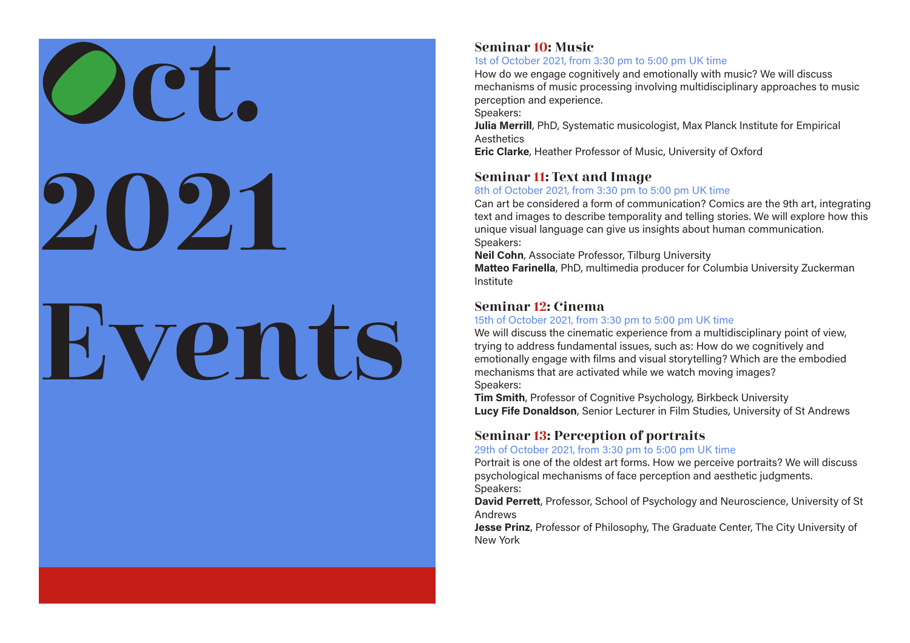# Oct. 2021 Events

## Seminar 10: Music

1st of October 2021, from 3:30 pm to 5:00 pm UK time

How do we engage cognitively and emotionally with music? We will discuss mechanisms of music processing involving multidisciplinary approaches to music perception and experience.

Speakers:

**Julia Merrill**, PhD, Systematic musicologist, Max Planck Institute for Empirical Aesthetics

**Eric Clarke**, Heather Professor of Music, University of Oxford

## Seminar 11: Text and Image

8th of October 2021, from 3:30 pm to 5:00 pm UK time

Can art be considered a form of communication? Comics are the 9th art, integrating text and images to describe temporality and telling stories. We will explore how this unique visual language can give us insights about human communication.

Speakers:

**Neil Cohn**, Associate Professor, Tilburg University

**Matteo Farinella**, PhD, multimedia producer for Columbia University Zuckerman Institute

## Seminar 12: Cinema

15th of October 2021, from 3:30 pm to 5:00 pm UK time

We will discuss the cinematic experience from a multidisciplinary point of view, trying to address fundamental issues, such as: How do we cognitively and emotionally engage with films and visual storytelling? Which are the embodied mechanisms that are activated while we watch moving images?

Speakers:

**Tim Smith**, Professor of Cognitive Psychology, Birkbeck University

**Lucy Fife Donaldson**, Senior Lecturer in Film Studies, University of St Andrews

## Seminar 13: Perception of portraits

29th of October 2021, from 3:30 pm to 5:00 pm UK time

Portrait is one of the oldest art forms. How we perceive portraits? We will discuss psychological mechanisms of face perception and aesthetic judgments.

Speakers:

**David Perrett**, Professor, School of Psychology and Neuroscience, University of St Andrews

**Jesse Prinz**, Professor of Philosophy, The Graduate Center, The City University of New York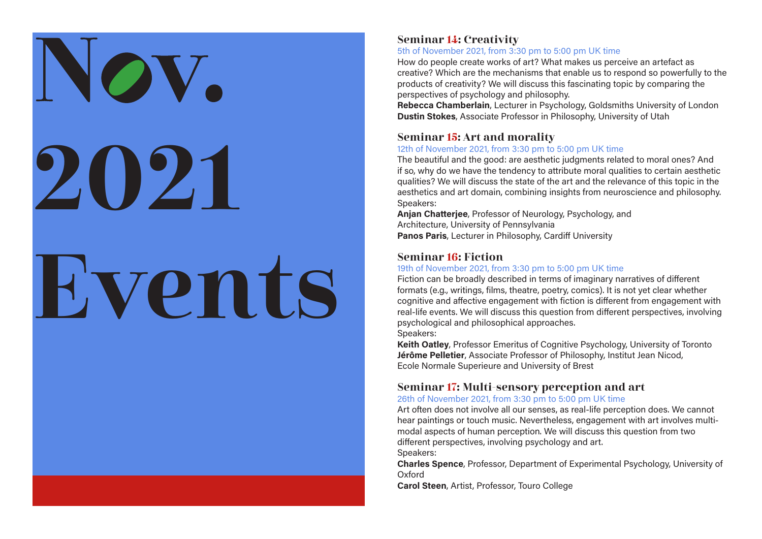# Nov. 2021 Events

## Seminar 14: Creativity

5th of November 2021, from 3:30 pm to 5:00 pm UK time

How do people create works of art? What makes us perceive an artefact as creative? Which are the mechanisms that enable us to respond so powerfully to the products of creativity? We will discuss this fascinating topic by comparing the perspectives of psychology and philosophy.

**Rebecca Chamberlain**, Lecturer in Psychology, Goldsmiths University of London
**Dustin Stokes**, Associate Professor in Philosophy, University of Utah

## Seminar 15: Art and morality

12th of November 2021, from 3:30 pm to 5:00 pm UK time

The beautiful and the good: are aesthetic judgments related to moral ones? And if so, why do we have the tendency to attribute moral qualities to certain aesthetic qualities? We will discuss the state of the art and the relevance of this topic in the aesthetics and art domain, combining insights from neuroscience and philosophy.

Speakers:

**Anjan Chatterjee**, Professor of Neurology, Psychology, and Architecture, University of Pennsylvania
**Panos Paris**, Lecturer in Philosophy, Cardiff University

## Seminar 16: Fiction

19th of November 2021, from 3:30 pm to 5:00 pm UK time

Fiction can be broadly described in terms of imaginary narratives of different formats (e.g., writings, films, theatre, poetry, comics). It is not yet clear whether cognitive and affective engagement with fiction is different from engagement with real-life events. We will discuss this question from different perspectives, involving psychological and philosophical approaches.

Speakers:

**Keith Oatley**, Professor Emeritus of Cognitive Psychology, University of Toronto
**Jérôme Pelletier**, Associate Professor of Philosophy, Institut Jean Nicod, Ecole Normale Superieure and University of Brest

## Seminar 17: Multi-sensory perception and art

26th of November 2021, from 3:30 pm to 5:00 pm UK time

Art often does not involve all our senses, as real-life perception does. We cannot hear paintings or touch music. Nevertheless, engagement with art involves multi-modal aspects of human perception. We will discuss this question from two different perspectives, involving psychology and art.

Speakers:

**Charles Spence**, Professor, Department of Experimental Psychology, University of Oxford
**Carol Steen**, Artist, Professor, Touro College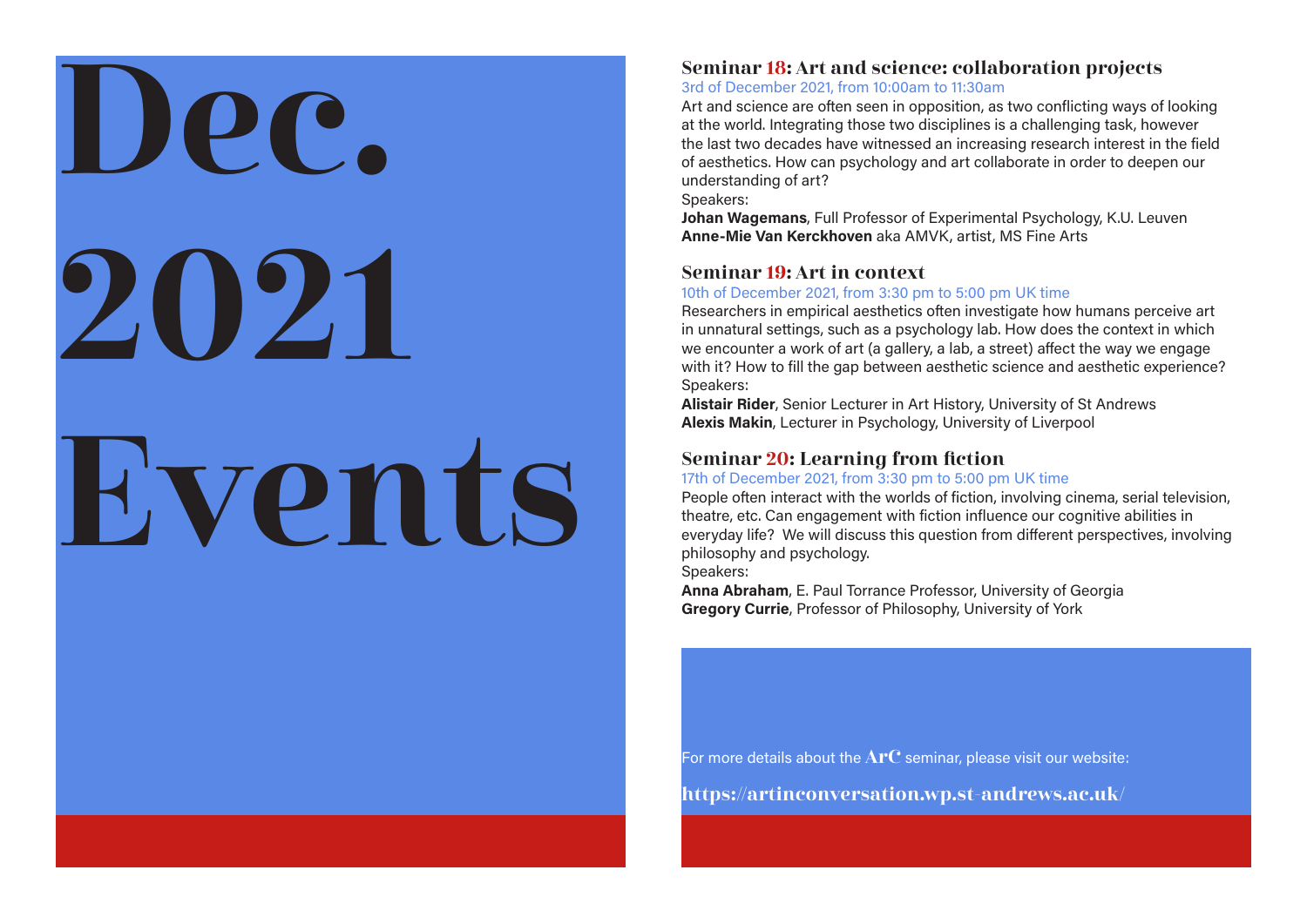# Dec. 2021 Events

## Seminar 18: Art and science: collaboration projects

3rd of December 2021, from 10:00am to 11:30am

Art and science are often seen in opposition, as two conflicting ways of looking at the world. Integrating those two disciplines is a challenging task, however the last two decades have witnessed an increasing research interest in the field of aesthetics. How can psychology and art collaborate in order to deepen our understanding of art?

Speakers:

**Johan Wagemans**, Full Professor of Experimental Psychology, K.U. Leuven
**Anne-Mie Van Kerckhoven** aka AMVK, artist, MS Fine Arts

## Seminar 19: Art in context

10th of December 2021, from 3:30 pm to 5:00 pm UK time

Researchers in empirical aesthetics often investigate how humans perceive art in unnatural settings, such as a psychology lab. How does the context in which we encounter a work of art (a gallery, a lab, a street) affect the way we engage with it? How to fill the gap between aesthetic science and aesthetic experience?

Speakers:

**Alistair Rider**, Senior Lecturer in Art History, University of St Andrews
**Alexis Makin**, Lecturer in Psychology, University of Liverpool

## Seminar 20: Learning from fiction

17th of December 2021, from 3:30 pm to 5:00 pm UK time

People often interact with the worlds of fiction, involving cinema, serial television, theatre, etc. Can engagement with fiction influence our cognitive abilities in everyday life? We will discuss this question from different perspectives, involving philosophy and psychology.

Speakers:

**Anna Abraham**, E. Paul Torrance Professor, University of Georgia
**Gregory Currie**, Professor of Philosophy, University of York

For more details about the **ArC** seminar, please visit our website:

**https://artinconversation.wp.st-andrews.ac.uk/**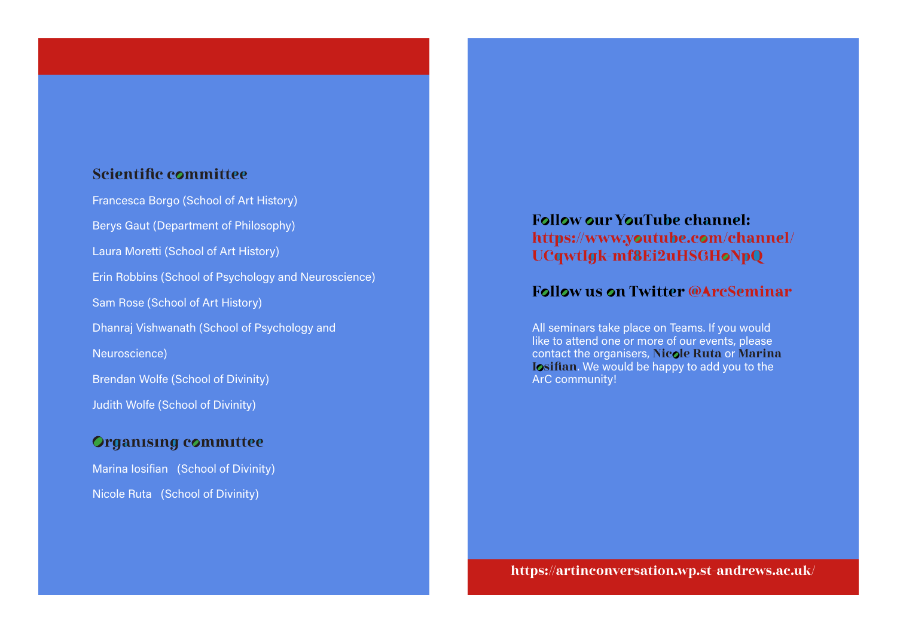## Scientific committee

Francesca Borgo (School of Art History)

Berys Gaut (Department of Philosophy)

Laura Moretti (School of Art History)

Erin Robbins (School of Psychology and Neuroscience)

Sam Rose (School of Art History)

Dhanraj Vishwanath (School of Psychology and Neuroscience)

Brendan Wolfe (School of Divinity)

Judith Wolfe (School of Divinity)

## Organising committee

Marina Iosifian (School of Divinity)

Nicole Ruta (School of Divinity)

**Follow our YouTube channel:** **https://www.youtube.com/channel/UCqwt1gk-mf8Ei2uHSGHoNpQ**

**Follow us on Twitter @ArcSeminar**

All seminars take place on Teams. If you would like to attend one or more of our events, please contact the organisers, **Nicole Ruta** or **Marina Iosifian**. We would be happy to add you to the ArC community!

**https://artinconversation.wp.st-andrews.ac.uk/**